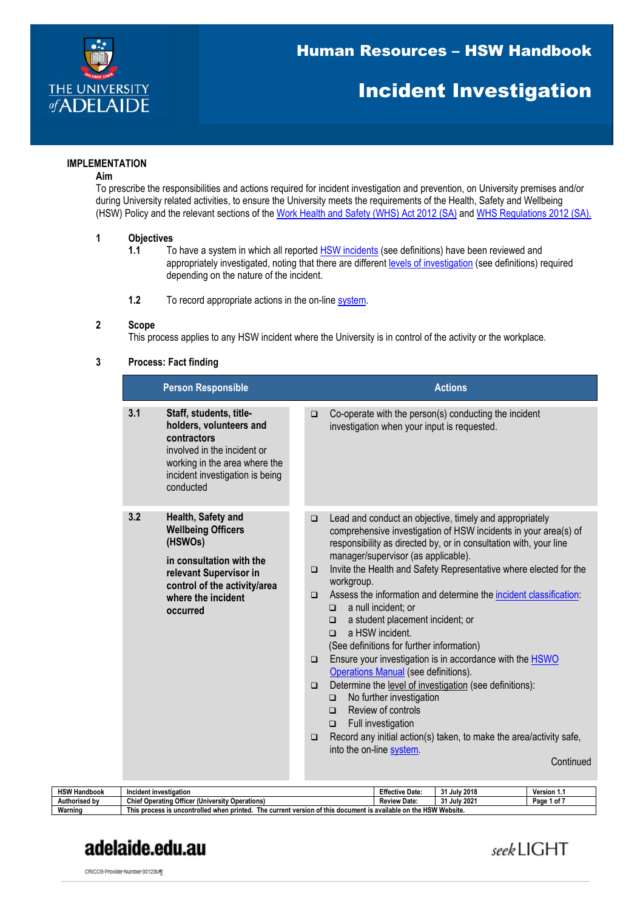# Human Resources – HSW Handbook

# Incident Investigation

## IMPLEMENTATION

### Aim

To prescribe the responsibilities and actions required for incident investigation and prevention, on University premises and/or during University related activities, to ensure the University meets the requirements of the Health, Safety and Wellbeing (HSW) Policy and the relevant sections of the Work Health and Safety (WHS) Act 2012 (SA) and WHS Regulations 2012 (SA).

### 1 Objectives

**1.1** To have a system in which all reported HSW incidents (see definitions) have been reviewed and appropriately investigated, noting that there are different levels of investigation (see definitions) required depending on the nature of the incident.

**1.2** To record appropriate actions in the on-line system.

### 2 Scope

This process applies to any HSW incident where the University is in control of the activity or the workplace.

### 3 Process: Fact finding

| | Person Responsible | Actions |
|---|---|---|
| 3.1 | **Staff, students, title-holders, volunteers and contractors** involved in the incident or working in the area where the incident investigation is being conducted | ❑ Co-operate with the person(s) conducting the incident investigation when your input is requested. |
| 3.2 | **Health, Safety and Wellbeing Officers (HSWOs)**<br><br>**in consultation with the relevant Supervisor in control of the activity/area where the incident occurred** | ❑ Lead and conduct an objective, timely and appropriately comprehensive investigation of HSW incidents in your area(s) of responsibility as directed by, or in consultation with, your line manager/supervisor (as applicable).<br>❑ Invite the Health and Safety Representative where elected for the workgroup.<br>❑ Assess the information and determine the incident classification:<br>&nbsp;&nbsp;❑ a null incident; or<br>&nbsp;&nbsp;❑ a student placement incident; or<br>&nbsp;&nbsp;❑ a HSW incident.<br>(See definitions for further information)<br>❑ Ensure your investigation is in accordance with the HSWO Operations Manual (see definitions).<br>❑ Determine the level of investigation (see definitions):<br>&nbsp;&nbsp;❑ No further investigation<br>&nbsp;&nbsp;❑ Review of controls<br>&nbsp;&nbsp;❑ Full investigation<br>❑ Record any initial action(s) taken, to make the area/activity safe, into the on-line system.<br><br>Continued |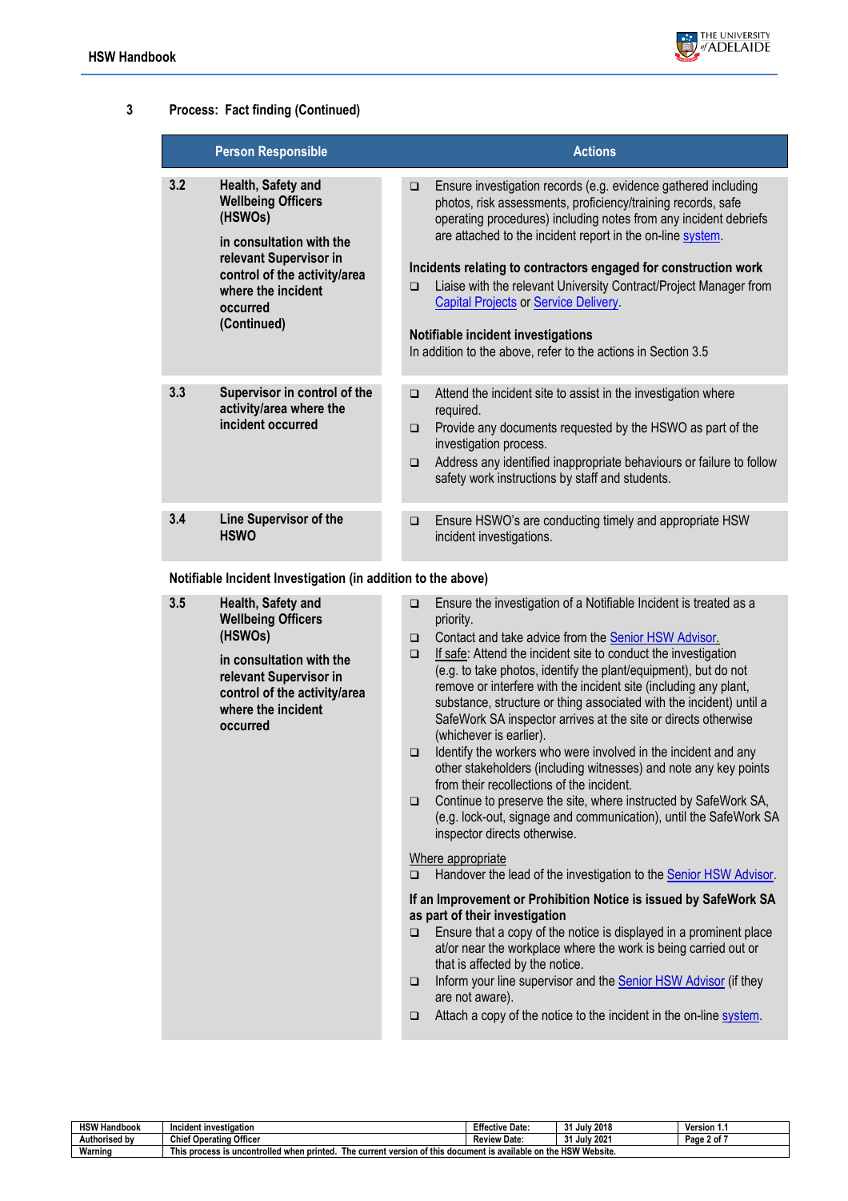## 3 Process: Fact finding (Continued)

| | Person Responsible | Actions |
|---|---|---|
| 3.2 | **Health, Safety and Wellbeing Officers (HSWOs)**<br><br>**in consultation with the relevant Supervisor in control of the activity/area where the incident occurred (Continued)** | ❑ Ensure investigation records (e.g. evidence gathered including photos, risk assessments, proficiency/training records, safe operating procedures) including notes from any incident debriefs are attached to the incident report in the on-line system.<br><br>**Incidents relating to contractors engaged for construction work**<br>❑ Liaise with the relevant University Contract/Project Manager from Capital Projects or Service Delivery.<br><br>**Notifiable incident investigations**<br>In addition to the above, refer to the actions in Section 3.5 |
| 3.3 | **Supervisor in control of the activity/area where the incident occurred** | ❑ Attend the incident site to assist in the investigation where required.<br>❑ Provide any documents requested by the HSWO as part of the investigation process.<br>❑ Address any identified inappropriate behaviours or failure to follow safety work instructions by staff and students. |
| 3.4 | **Line Supervisor of the HSWO** | ❑ Ensure HSWO's are conducting timely and appropriate HSW incident investigations. |

**Notifiable Incident Investigation (in addition to the above)**

| | Person Responsible | Actions |
|---|---|---|
| 3.5 | **Health, Safety and Wellbeing Officers (HSWOs)**<br><br>**in consultation with the relevant Supervisor in control of the activity/area where the incident occurred** | ❑ Ensure the investigation of a Notifiable Incident is treated as a priority.<br>❑ Contact and take advice from the Senior HSW Advisor.<br>❑ If safe: Attend the incident site to conduct the investigation (e.g. to take photos, identify the plant/equipment), but do not remove or interfere with the incident site (including any plant, substance, structure or thing associated with the incident) until a SafeWork SA inspector arrives at the site or directs otherwise (whichever is earlier).<br>❑ Identify the workers who were involved in the incident and any other stakeholders (including witnesses) and note any key points from their recollections of the incident.<br>❑ Continue to preserve the site, where instructed by SafeWork SA, (e.g. lock-out, signage and communication), until the SafeWork SA inspector directs otherwise.<br><br>Where appropriate<br>❑ Handover the lead of the investigation to the Senior HSW Advisor.<br><br>**If an Improvement or Prohibition Notice is issued by SafeWork SA as part of their investigation**<br>❑ Ensure that a copy of the notice is displayed in a prominent place at/or near the workplace where the work is being carried out or that is affected by the notice.<br>❑ Inform your line supervisor and the Senior HSW Advisor (if they are not aware).<br>❑ Attach a copy of the notice to the incident in the on-line system. |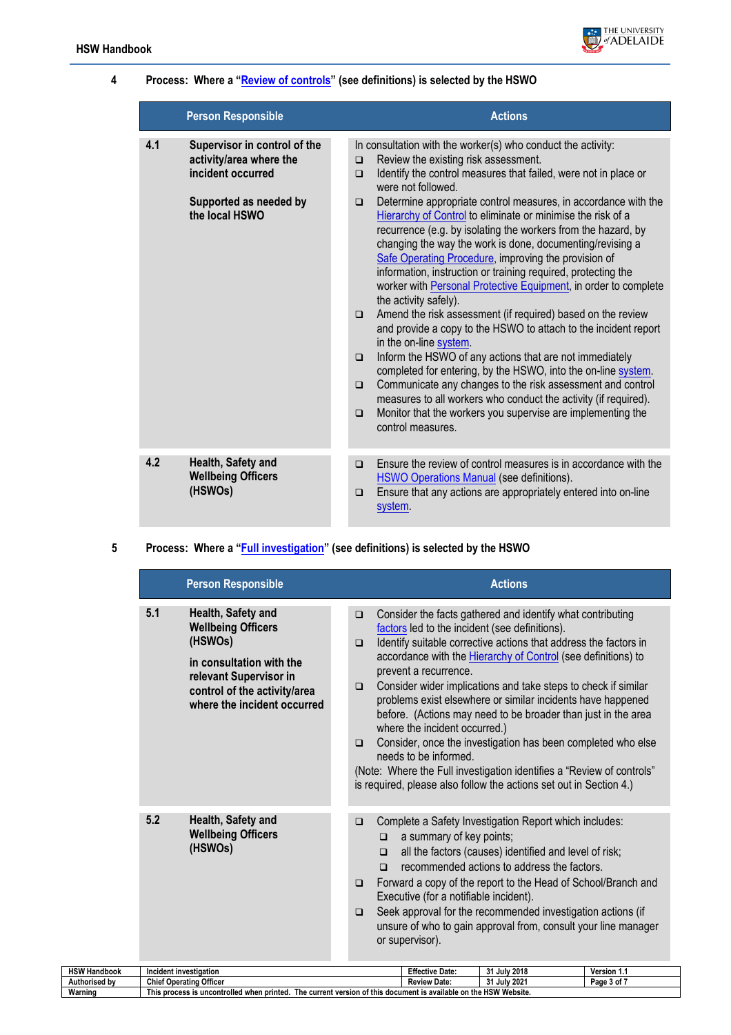## 4 Process: Where a "Review of controls" (see definitions) is selected by the HSWO

| | Person Responsible | Actions |
|---|---|---|
| 4.1 | **Supervisor in control of the activity/area where the incident occurred**<br><br>**Supported as needed by the local HSWO** | In consultation with the worker(s) who conduct the activity:<br>❑ Review the existing risk assessment.<br>❑ Identify the control measures that failed, were not in place or were not followed.<br>❑ Determine appropriate control measures, in accordance with the Hierarchy of Control to eliminate or minimise the risk of a recurrence (e.g. by isolating the workers from the hazard, by changing the way the work is done, documenting/revising a Safe Operating Procedure, improving the provision of information, instruction or training required, protecting the worker with Personal Protective Equipment, in order to complete the activity safely).<br>❑ Amend the risk assessment (if required) based on the review and provide a copy to the HSWO to attach to the incident report in the on-line system.<br>❑ Inform the HSWO of any actions that are not immediately completed for entering, by the HSWO, into the on-line system.<br>❑ Communicate any changes to the risk assessment and control measures to all workers who conduct the activity (if required).<br>❑ Monitor that the workers you supervise are implementing the control measures. |
| 4.2 | **Health, Safety and Wellbeing Officers (HSWOs)** | ❑ Ensure the review of control measures is in accordance with the HSWO Operations Manual (see definitions).<br>❑ Ensure that any actions are appropriately entered into on-line system. |

## 5 Process: Where a "Full investigation" (see definitions) is selected by the HSWO

| | Person Responsible | Actions |
|---|---|---|
| 5.1 | **Health, Safety and Wellbeing Officers (HSWOs)**<br><br>**in consultation with the relevant Supervisor in control of the activity/area where the incident occurred** | ❑ Consider the facts gathered and identify what contributing factors led to the incident (see definitions).<br>❑ Identify suitable corrective actions that address the factors in accordance with the Hierarchy of Control (see definitions) to prevent a recurrence.<br>❑ Consider wider implications and take steps to check if similar problems exist elsewhere or similar incidents have happened before. (Actions may need to be broader than just in the area where the incident occurred.)<br>❑ Consider, once the investigation has been completed who else needs to be informed.<br>(Note: Where the Full investigation identifies a "Review of controls" is required, please also follow the actions set out in Section 4.) |
| 5.2 | **Health, Safety and Wellbeing Officers (HSWOs)** | ❑ Complete a Safety Investigation Report which includes:<br>&nbsp;&nbsp;&nbsp;&nbsp;❑ a summary of key points;<br>&nbsp;&nbsp;&nbsp;&nbsp;❑ all the factors (causes) identified and level of risk;<br>&nbsp;&nbsp;&nbsp;&nbsp;❑ recommended actions to address the factors.<br>❑ Forward a copy of the report to the Head of School/Branch and Executive (for a notifiable incident).<br>❑ Seek approval for the recommended investigation actions (if unsure of who to gain approval from, consult your line manager or supervisor). |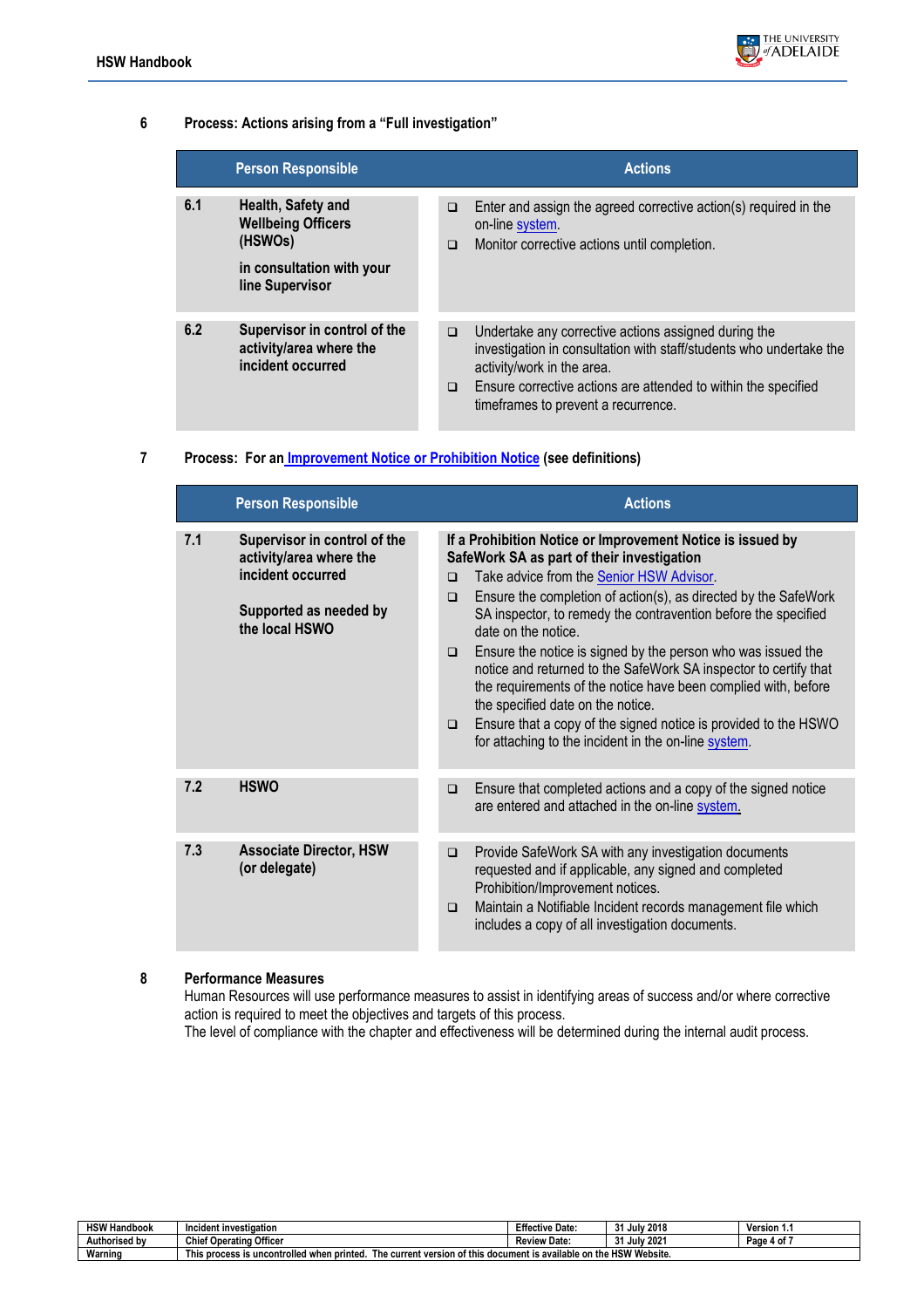## 6 Process: Actions arising from a "Full investigation"

| | Person Responsible | Actions |
|---|---|---|
| 6.1 | **Health, Safety and Wellbeing Officers (HSWOs)**<br><br>**in consultation with your line Supervisor** | ❑ Enter and assign the agreed corrective action(s) required in the on-line system.<br>❑ Monitor corrective actions until completion. |
| 6.2 | **Supervisor in control of the activity/area where the incident occurred** | ❑ Undertake any corrective actions assigned during the investigation in consultation with staff/students who undertake the activity/work in the area.<br>❑ Ensure corrective actions are attended to within the specified timeframes to prevent a recurrence. |

## 7 Process: For an Improvement Notice or Prohibition Notice (see definitions)

| | Person Responsible | Actions |
|---|---|---|
| 7.1 | **Supervisor in control of the activity/area where the incident occurred**<br><br>**Supported as needed by the local HSWO** | **If a Prohibition Notice or Improvement Notice is issued by SafeWork SA as part of their investigation**<br>❑ Take advice from the Senior HSW Advisor.<br>❑ Ensure the completion of action(s), as directed by the SafeWork SA inspector, to remedy the contravention before the specified date on the notice.<br>❑ Ensure the notice is signed by the person who was issued the notice and returned to the SafeWork SA inspector to certify that the requirements of the notice have been complied with, before the specified date on the notice.<br>❑ Ensure that a copy of the signed notice is provided to the HSWO for attaching to the incident in the on-line system. |
| 7.2 | **HSWO** | ❑ Ensure that completed actions and a copy of the signed notice are entered and attached in the on-line system. |
| 7.3 | **Associate Director, HSW (or delegate)** | ❑ Provide SafeWork SA with any investigation documents requested and if applicable, any signed and completed Prohibition/Improvement notices.<br>❑ Maintain a Notifiable Incident records management file which includes a copy of all investigation documents. |

## 8 Performance Measures

Human Resources will use performance measures to assist in identifying areas of success and/or where corrective action is required to meet the objectives and targets of this process.

The level of compliance with the chapter and effectiveness will be determined during the internal audit process.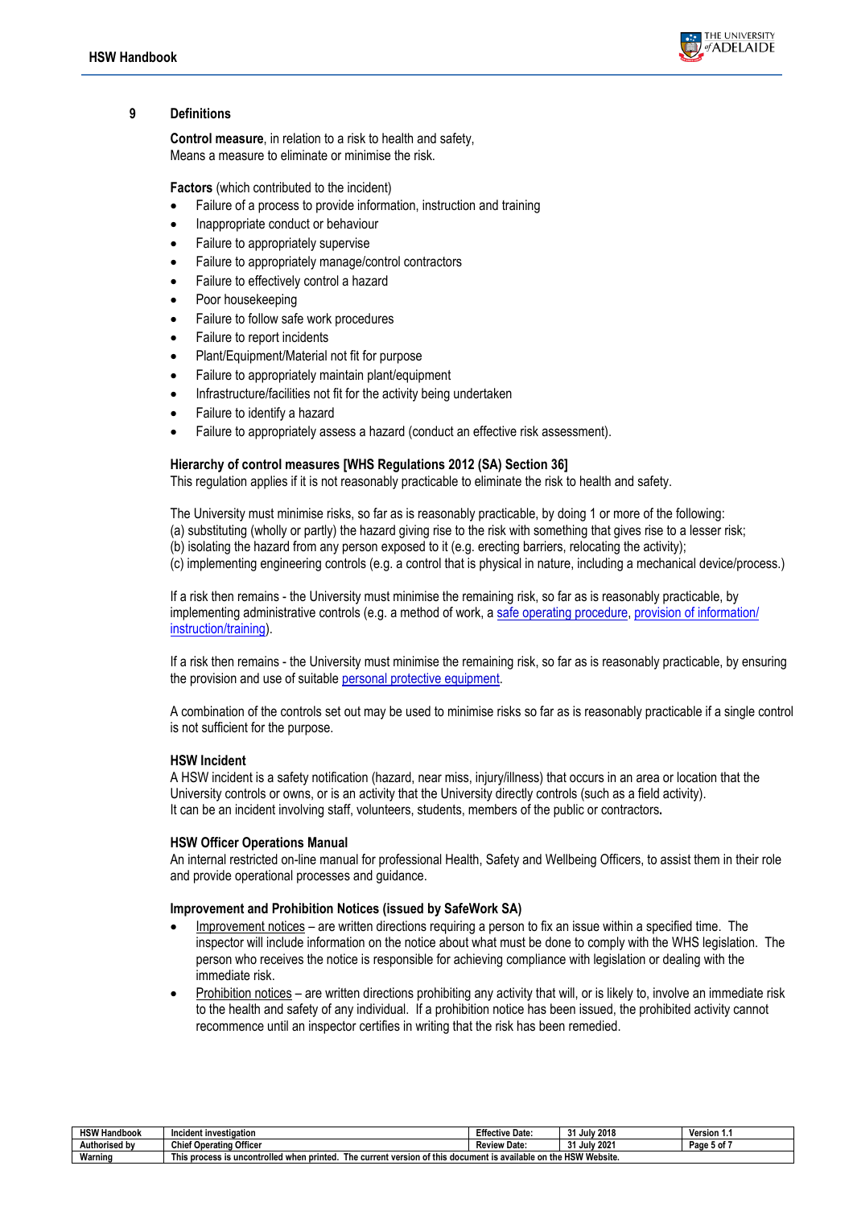## 9 Definitions

**Control measure**, in relation to a risk to health and safety,
Means a measure to eliminate or minimise the risk.

**Factors** (which contributed to the incident)

- Failure of a process to provide information, instruction and training
- Inappropriate conduct or behaviour
- Failure to appropriately supervise
- Failure to appropriately manage/control contractors
- Failure to effectively control a hazard
- Poor housekeeping
- Failure to follow safe work procedures
- Failure to report incidents
- Plant/Equipment/Material not fit for purpose
- Failure to appropriately maintain plant/equipment
- Infrastructure/facilities not fit for the activity being undertaken
- Failure to identify a hazard
- Failure to appropriately assess a hazard (conduct an effective risk assessment).

**Hierarchy of control measures [WHS Regulations 2012 (SA) Section 36]**
This regulation applies if it is not reasonably practicable to eliminate the risk to health and safety.

The University must minimise risks, so far as is reasonably practicable, by doing 1 or more of the following:
(a) substituting (wholly or partly) the hazard giving rise to the risk with something that gives rise to a lesser risk;
(b) isolating the hazard from any person exposed to it (e.g. erecting barriers, relocating the activity);
(c) implementing engineering controls (e.g. a control that is physical in nature, including a mechanical device/process.)

If a risk then remains - the University must minimise the remaining risk, so far as is reasonably practicable, by implementing administrative controls (e.g. a method of work, a safe operating procedure, provision of information/ instruction/training).

If a risk then remains - the University must minimise the remaining risk, so far as is reasonably practicable, by ensuring the provision and use of suitable personal protective equipment.

A combination of the controls set out may be used to minimise risks so far as is reasonably practicable if a single control is not sufficient for the purpose.

**HSW Incident**
A HSW incident is a safety notification (hazard, near miss, injury/illness) that occurs in an area or location that the University controls or owns, or is an activity that the University directly controls (such as a field activity).
It can be an incident involving staff, volunteers, students, members of the public or contractors**.**

**HSW Officer Operations Manual**
An internal restricted on-line manual for professional Health, Safety and Wellbeing Officers, to assist them in their role and provide operational processes and guidance.

**Improvement and Prohibition Notices (issued by SafeWork SA)**

- Improvement notices – are written directions requiring a person to fix an issue within a specified time. The inspector will include information on the notice about what must be done to comply with the WHS legislation. The person who receives the notice is responsible for achieving compliance with legislation or dealing with the immediate risk.
- Prohibition notices – are written directions prohibiting any activity that will, or is likely to, involve an immediate risk to the health and safety of any individual. If a prohibition notice has been issued, the prohibited activity cannot recommence until an inspector certifies in writing that the risk has been remedied.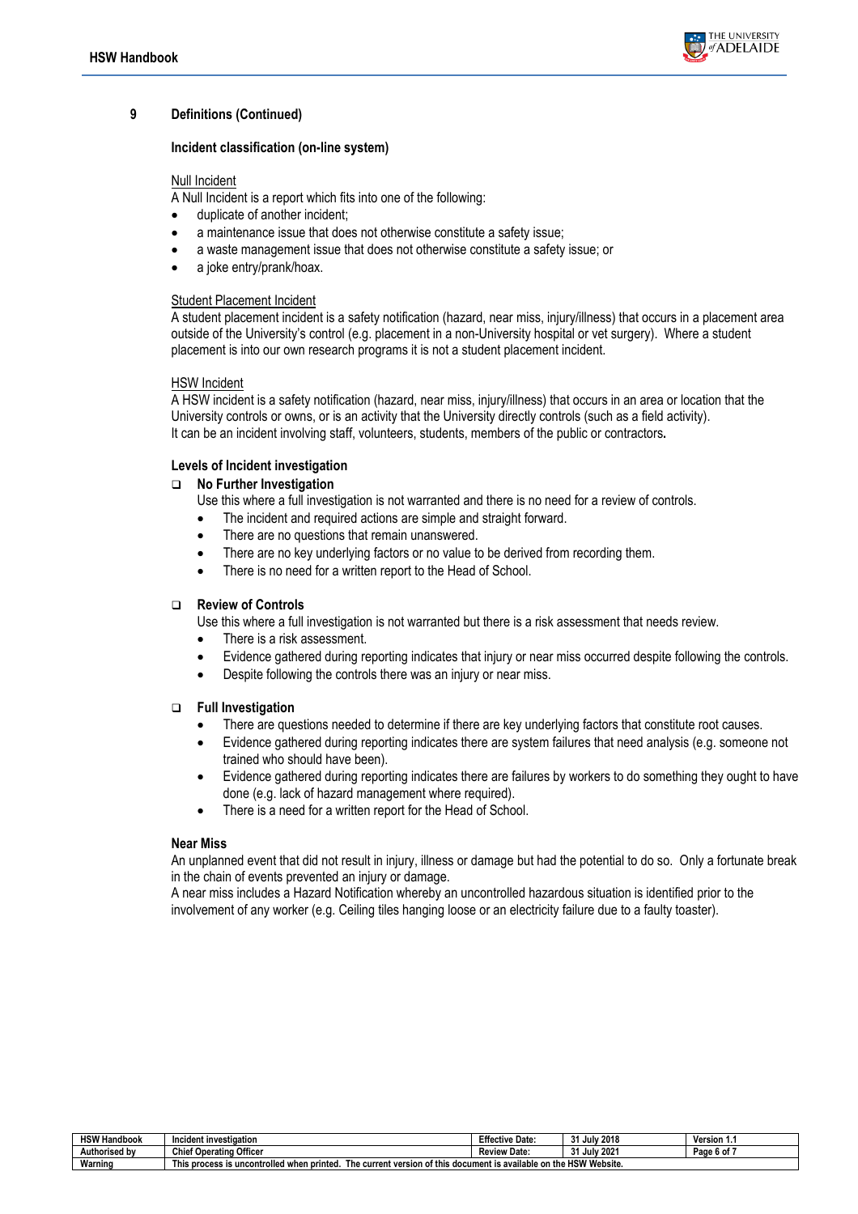## 9 Definitions (Continued)

### Incident classification (on-line system)

Null Incident

A Null Incident is a report which fits into one of the following:

- duplicate of another incident;
- a maintenance issue that does not otherwise constitute a safety issue;
- a waste management issue that does not otherwise constitute a safety issue; or
- a joke entry/prank/hoax.

Student Placement Incident

A student placement incident is a safety notification (hazard, near miss, injury/illness) that occurs in a placement area outside of the University's control (e.g. placement in a non-University hospital or vet surgery). Where a student placement is into our own research programs it is not a student placement incident.

HSW Incident

A HSW incident is a safety notification (hazard, near miss, injury/illness) that occurs in an area or location that the University controls or owns, or is an activity that the University directly controls (such as a field activity).
It can be an incident involving staff, volunteers, students, members of the public or contractors**.**

### Levels of Incident investigation

- **No Further Investigation**

  Use this where a full investigation is not warranted and there is no need for a review of controls.

  - The incident and required actions are simple and straight forward.
  - There are no questions that remain unanswered.
  - There are no key underlying factors or no value to be derived from recording them.
  - There is no need for a written report to the Head of School.

- **Review of Controls**

  Use this where a full investigation is not warranted but there is a risk assessment that needs review.

  - There is a risk assessment.
  - Evidence gathered during reporting indicates that injury or near miss occurred despite following the controls.
  - Despite following the controls there was an injury or near miss.

- **Full Investigation**

  - There are questions needed to determine if there are key underlying factors that constitute root causes.
  - Evidence gathered during reporting indicates there are system failures that need analysis (e.g. someone not trained who should have been).
  - Evidence gathered during reporting indicates there are failures by workers to do something they ought to have done (e.g. lack of hazard management where required).
  - There is a need for a written report for the Head of School.

### Near Miss

An unplanned event that did not result in injury, illness or damage but had the potential to do so. Only a fortunate break in the chain of events prevented an injury or damage.

A near miss includes a Hazard Notification whereby an uncontrolled hazardous situation is identified prior to the involvement of any worker (e.g. Ceiling tiles hanging loose or an electricity failure due to a faulty toaster).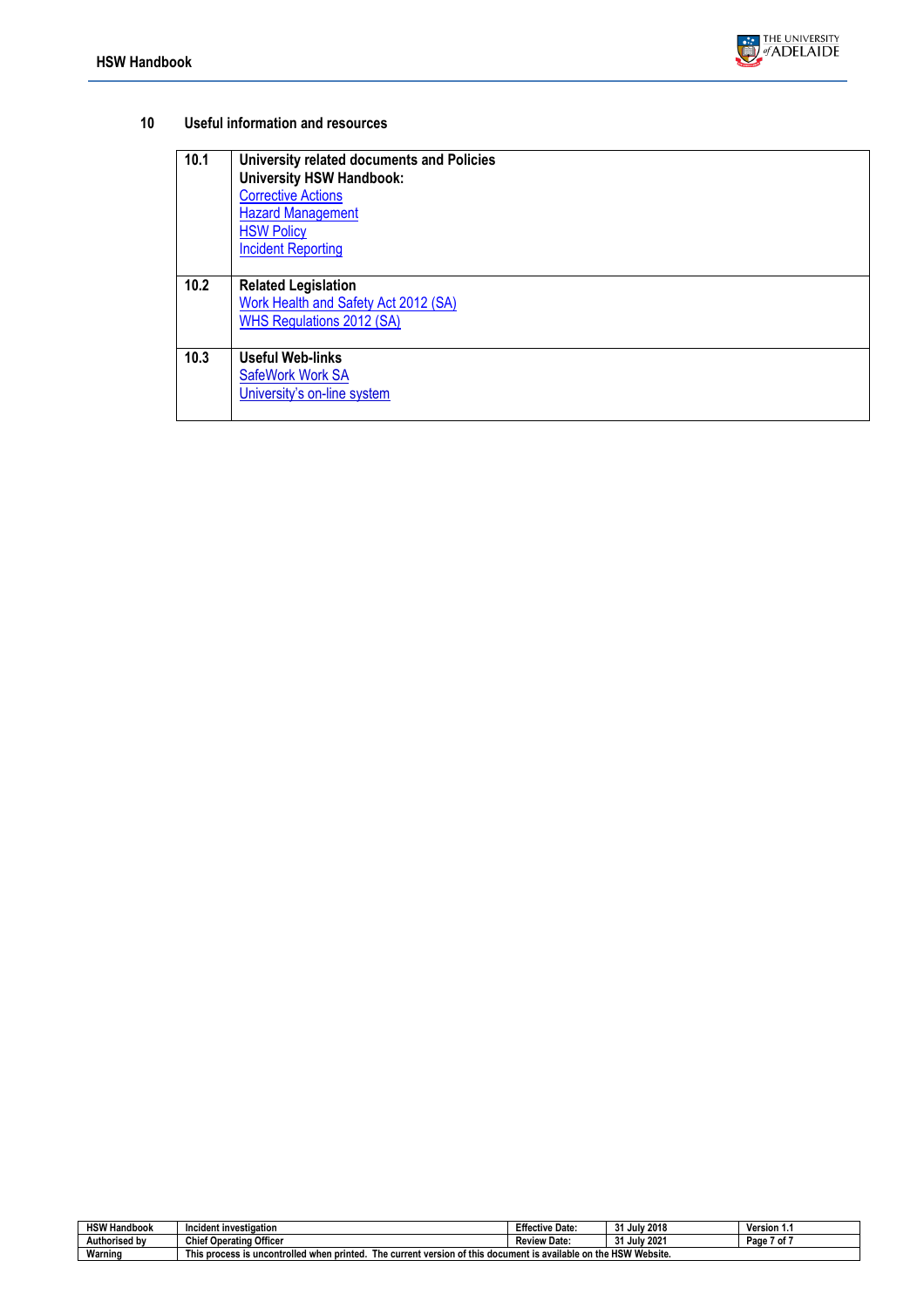## 10 Useful information and resources

| | |
|---|---|
| 10.1 | **University related documents and Policies**<br>**University HSW Handbook:**<br>Corrective Actions<br>Hazard Management<br>HSW Policy<br>Incident Reporting |
| 10.2 | **Related Legislation**<br>Work Health and Safety Act 2012 (SA)<br>WHS Regulations 2012 (SA) |
| 10.3 | **Useful Web-links**<br>SafeWork Work SA<br>University's on-line system |